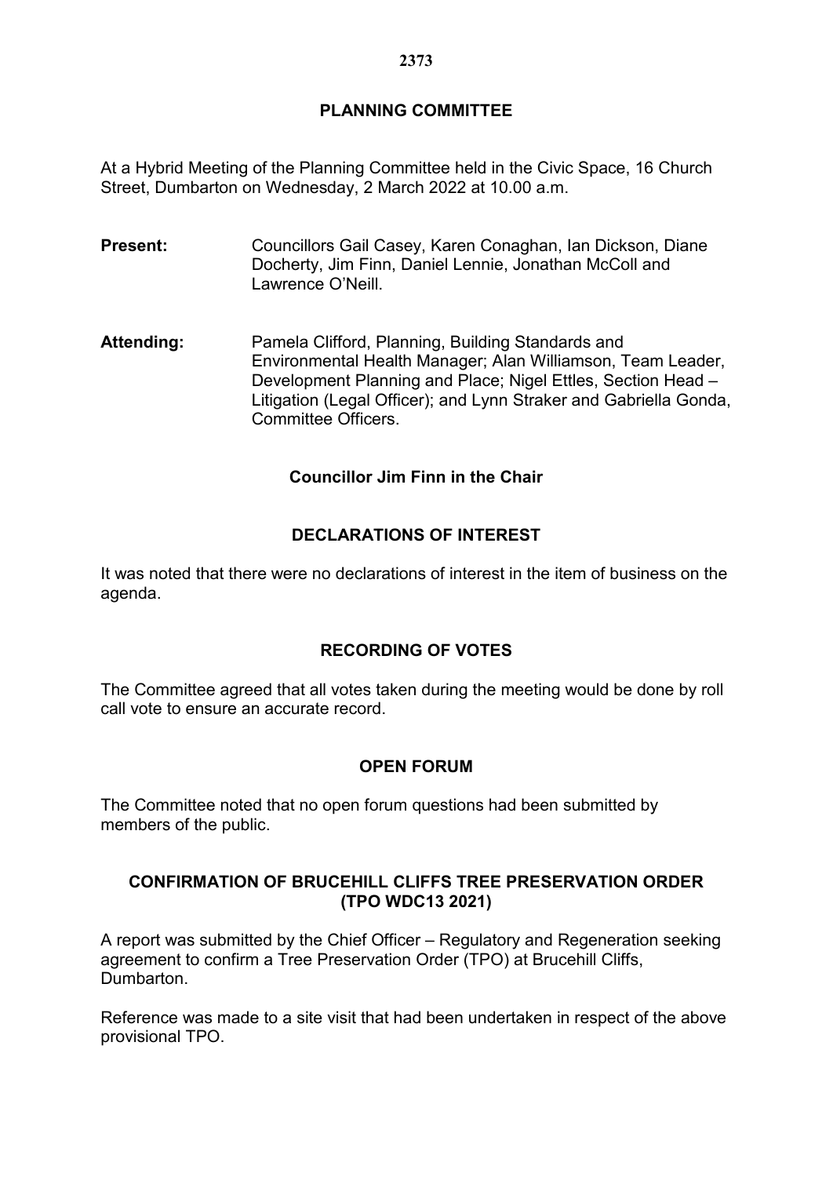# PLANNING COMMITTEE

At a Hybrid Meeting of the Planning Committee held in the Civic Space, 16 Church Street, Dumbarton on Wednesday, 2 March 2022 at 10.00 a.m.

**Present:** Councillors Gail Casey, Karen Conaghan, Ian Dickson, Diane Docherty, Jim Finn, Daniel Lennie, Jonathan McColl and Lawrence O'Neill.

**Attending:** Pamela Clifford, Planning, Building Standards and Environmental Health Manager; Alan Williamson, Team Leader, Development Planning and Place; Nigel Ettles, Section Head – Litigation (Legal Officer); and Lynn Straker and Gabriella Gonda, Committee Officers.

**Councillor Jim Finn in the Chair**

## DECLARATIONS OF INTEREST

It was noted that there were no declarations of interest in the item of business on the agenda.

## RECORDING OF VOTES

The Committee agreed that all votes taken during the meeting would be done by roll call vote to ensure an accurate record.

## OPEN FORUM

The Committee noted that no open forum questions had been submitted by members of the public.

## CONFIRMATION OF BRUCEHILL CLIFFS TREE PRESERVATION ORDER (TPO WDC13 2021)

A report was submitted by the Chief Officer – Regulatory and Regeneration seeking agreement to confirm a Tree Preservation Order (TPO) at Brucehill Cliffs, Dumbarton.

Reference was made to a site visit that had been undertaken in respect of the above provisional TPO.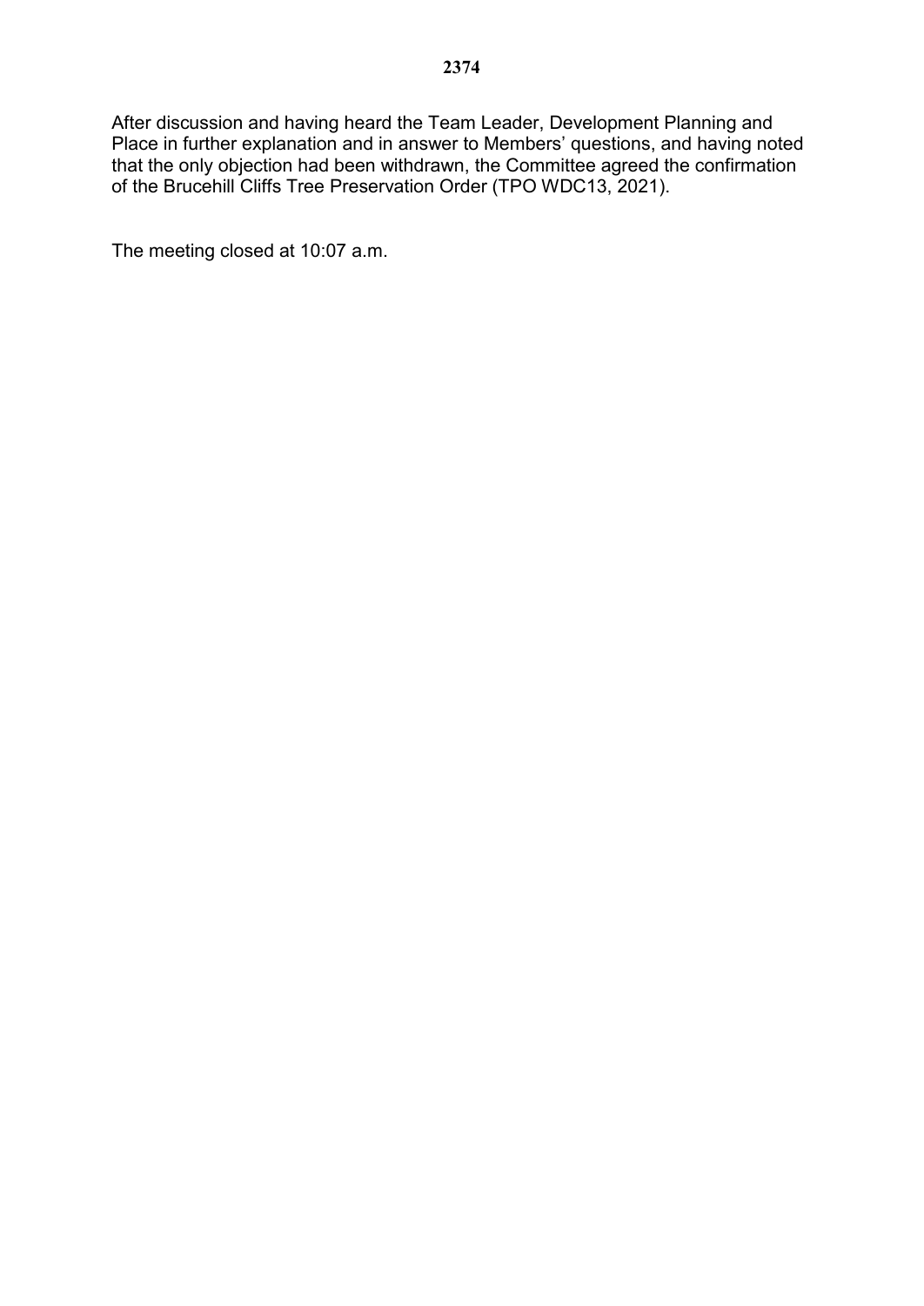After discussion and having heard the Team Leader, Development Planning and Place in further explanation and in answer to Members' questions, and having noted that the only objection had been withdrawn, the Committee agreed the confirmation of the Brucehill Cliffs Tree Preservation Order (TPO WDC13, 2021).

The meeting closed at 10:07 a.m.